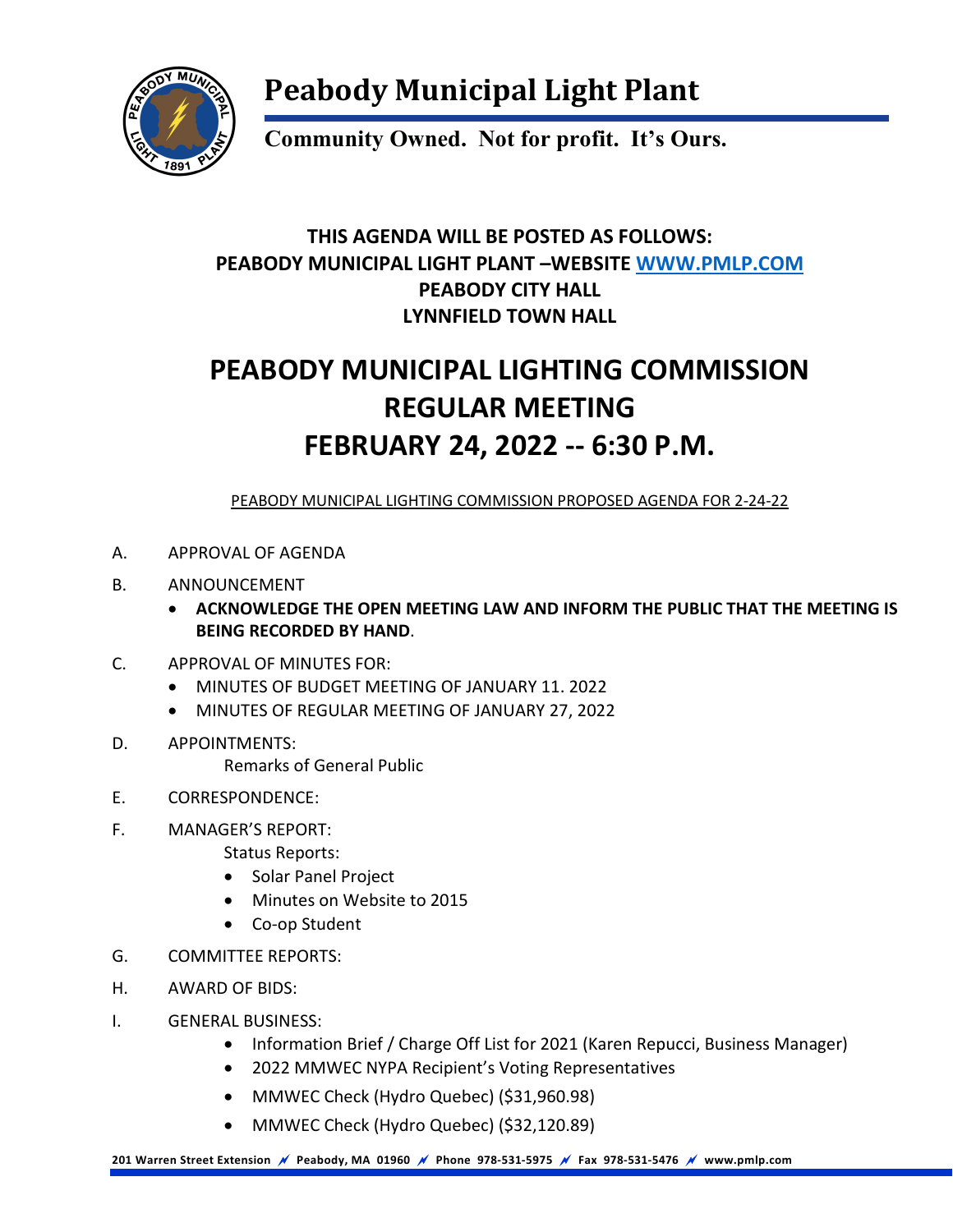# Peabody Municipal Light Plant

**Community Owned. Not for profit. It's Ours.**

**THIS AGENDA WILL BE POSTED AS FOLLOWS:**
**PEABODY MUNICIPAL LIGHT PLANT –WEBSITE WWW.PMLP.COM**
**PEABODY CITY HALL**
**LYNNFIELD TOWN HALL**

## PEABODY MUNICIPAL LIGHTING COMMISSION REGULAR MEETING FEBRUARY 24, 2022 -- 6:30 P.M.

PEABODY MUNICIPAL LIGHTING COMMISSION PROPOSED AGENDA FOR 2-24-22

A. APPROVAL OF AGENDA

B. ANNOUNCEMENT
- **ACKNOWLEDGE THE OPEN MEETING LAW AND INFORM THE PUBLIC THAT THE MEETING IS BEING RECORDED BY HAND**.

C. APPROVAL OF MINUTES FOR:
- MINUTES OF BUDGET MEETING OF JANUARY 11. 2022
- MINUTES OF REGULAR MEETING OF JANUARY 27, 2022

D. APPOINTMENTS:
Remarks of General Public

E. CORRESPONDENCE:

F. MANAGER'S REPORT:
Status Reports:
- Solar Panel Project
- Minutes on Website to 2015
- Co-op Student

G. COMMITTEE REPORTS:

H. AWARD OF BIDS:

I. GENERAL BUSINESS:
- Information Brief / Charge Off List for 2021 (Karen Repucci, Business Manager)
- 2022 MMWEC NYPA Recipient's Voting Representatives
- MMWEC Check (Hydro Quebec) ($31,960.98)
- MMWEC Check (Hydro Quebec) ($32,120.89)

201 Warren Street Extension Peabody, MA 01960 Phone 978-531-5975 Fax 978-531-5476 www.pmlp.com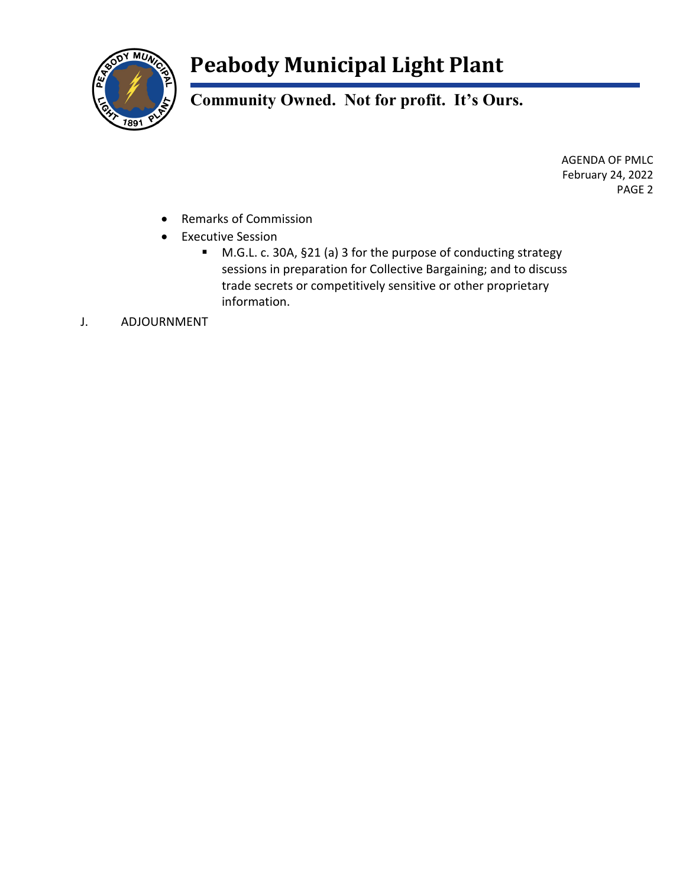- Remarks of Commission
- Executive Session
  - M.G.L. c. 30A, §21 (a) 3 for the purpose of conducting strategy sessions in preparation for Collective Bargaining; and to discuss trade secrets or competitively sensitive or other proprietary information.

J. ADJOURNMENT